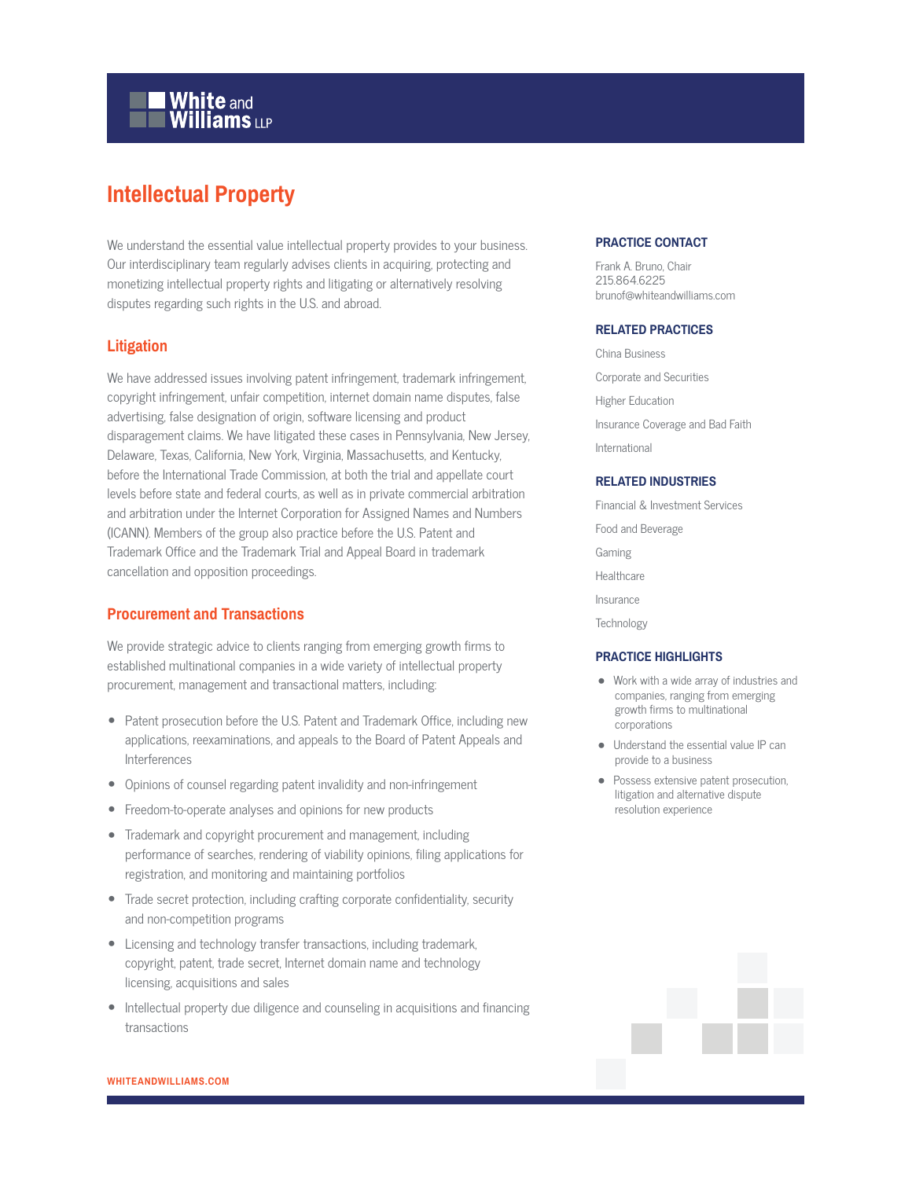White and Williams LLP

# Intellectual Property

We understand the essential value intellectual property provides to your business. Our interdisciplinary team regularly advises clients in acquiring, protecting and monetizing intellectual property rights and litigating or alternatively resolving disputes regarding such rights in the U.S. and abroad.

## Litigation

We have addressed issues involving patent infringement, trademark infringement, copyright infringement, unfair competition, internet domain name disputes, false advertising, false designation of origin, software licensing and product disparagement claims. We have litigated these cases in Pennsylvania, New Jersey, Delaware, Texas, California, New York, Virginia, Massachusetts, and Kentucky, before the International Trade Commission, at both the trial and appellate court levels before state and federal courts, as well as in private commercial arbitration and arbitration under the Internet Corporation for Assigned Names and Numbers (ICANN). Members of the group also practice before the U.S. Patent and Trademark Office and the Trademark Trial and Appeal Board in trademark cancellation and opposition proceedings.

## Procurement and Transactions

We provide strategic advice to clients ranging from emerging growth firms to established multinational companies in a wide variety of intellectual property procurement, management and transactional matters, including:

- Patent prosecution before the U.S. Patent and Trademark Office, including new applications, reexaminations, and appeals to the Board of Patent Appeals and Interferences
- Opinions of counsel regarding patent invalidity and non-infringement
- Freedom-to-operate analyses and opinions for new products
- Trademark and copyright procurement and management, including performance of searches, rendering of viability opinions, filing applications for registration, and monitoring and maintaining portfolios
- Trade secret protection, including crafting corporate confidentiality, security and non-competition programs
- Licensing and technology transfer transactions, including trademark, copyright, patent, trade secret, Internet domain name and technology licensing, acquisitions and sales
- Intellectual property due diligence and counseling in acquisitions and financing transactions

### PRACTICE CONTACT

Frank A. Bruno, Chair
215.864.6225
brunof@whiteandwilliams.com

### RELATED PRACTICES

China Business

Corporate and Securities

Higher Education

Insurance Coverage and Bad Faith

International

### RELATED INDUSTRIES

Financial & Investment Services

Food and Beverage

Gaming

Healthcare

Insurance

Technology

### PRACTICE HIGHLIGHTS

- Work with a wide array of industries and companies, ranging from emerging growth firms to multinational corporations
- Understand the essential value IP can provide to a business
- Possess extensive patent prosecution, litigation and alternative dispute resolution experience

WHITEANDWILLIAMS.COM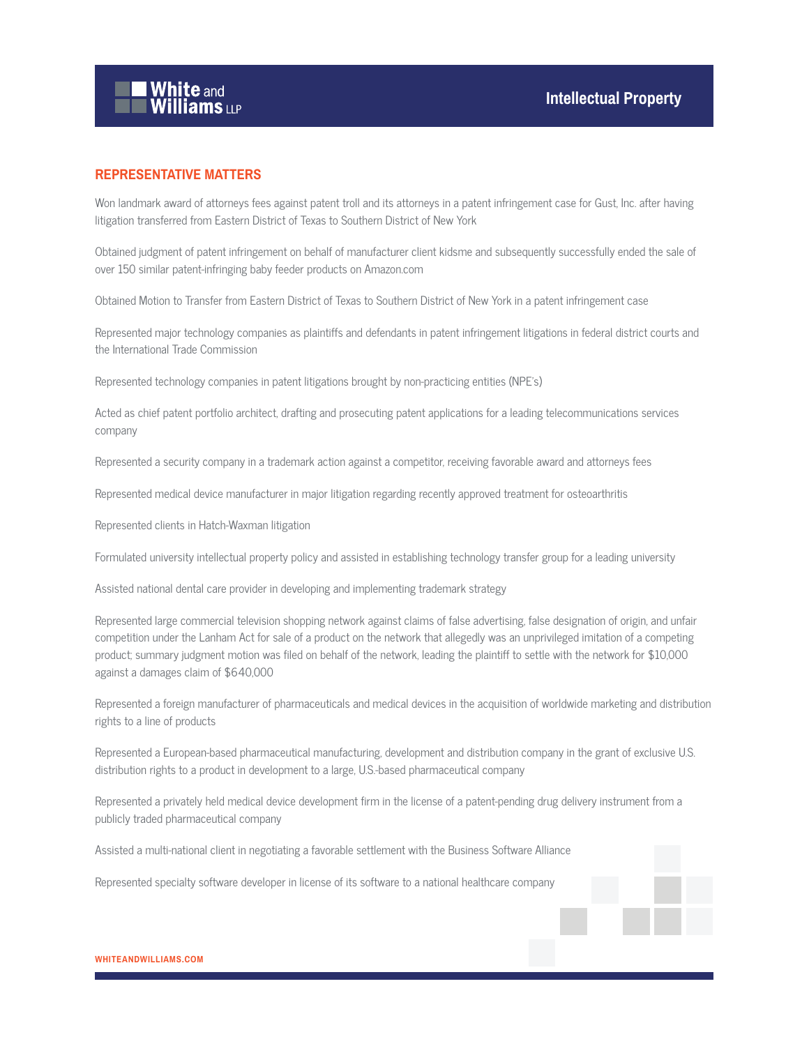## REPRESENTATIVE MATTERS

Won landmark award of attorneys fees against patent troll and its attorneys in a patent infringement case for Gust, Inc. after having litigation transferred from Eastern District of Texas to Southern District of New York

Obtained judgment of patent infringement on behalf of manufacturer client kidsme and subsequently successfully ended the sale of over 150 similar patent-infringing baby feeder products on Amazon.com

Obtained Motion to Transfer from Eastern District of Texas to Southern District of New York in a patent infringement case

Represented major technology companies as plaintiffs and defendants in patent infringement litigations in federal district courts and the International Trade Commission

Represented technology companies in patent litigations brought by non-practicing entities (NPE's)

Acted as chief patent portfolio architect, drafting and prosecuting patent applications for a leading telecommunications services company

Represented a security company in a trademark action against a competitor, receiving favorable award and attorneys fees

Represented medical device manufacturer in major litigation regarding recently approved treatment for osteoarthritis

Represented clients in Hatch-Waxman litigation

Formulated university intellectual property policy and assisted in establishing technology transfer group for a leading university

Assisted national dental care provider in developing and implementing trademark strategy

Represented large commercial television shopping network against claims of false advertising, false designation of origin, and unfair competition under the Lanham Act for sale of a product on the network that allegedly was an unprivileged imitation of a competing product; summary judgment motion was filed on behalf of the network, leading the plaintiff to settle with the network for $10,000 against a damages claim of $640,000

Represented a foreign manufacturer of pharmaceuticals and medical devices in the acquisition of worldwide marketing and distribution rights to a line of products

Represented a European-based pharmaceutical manufacturing, development and distribution company in the grant of exclusive U.S. distribution rights to a product in development to a large, U.S.-based pharmaceutical company

Represented a privately held medical device development firm in the license of a patent-pending drug delivery instrument from a publicly traded pharmaceutical company

Assisted a multi-national client in negotiating a favorable settlement with the Business Software Alliance

Represented specialty software developer in license of its software to a national healthcare company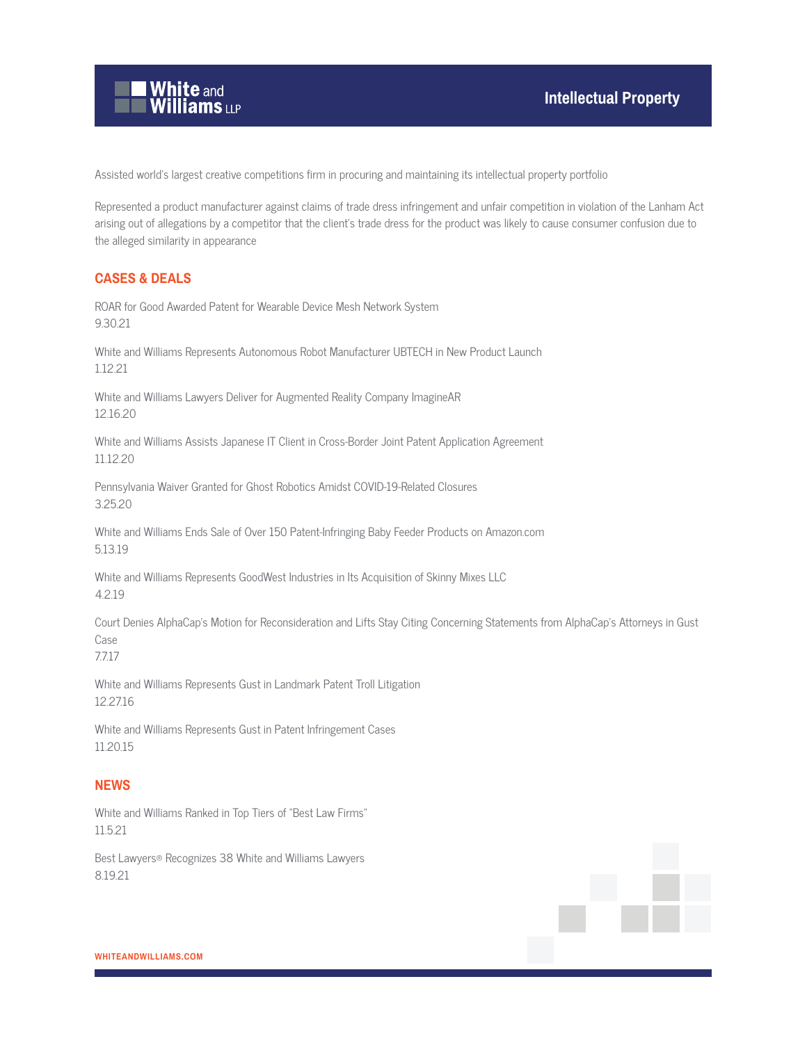Assisted world's largest creative competitions firm in procuring and maintaining its intellectual property portfolio

Represented a product manufacturer against claims of trade dress infringement and unfair competition in violation of the Lanham Act arising out of allegations by a competitor that the client's trade dress for the product was likely to cause consumer confusion due to the alleged similarity in appearance

## CASES & DEALS

ROAR for Good Awarded Patent for Wearable Device Mesh Network System
9.30.21

White and Williams Represents Autonomous Robot Manufacturer UBTECH in New Product Launch
1.12.21

White and Williams Lawyers Deliver for Augmented Reality Company ImagineAR
12.16.20

White and Williams Assists Japanese IT Client in Cross-Border Joint Patent Application Agreement
11.12.20

Pennsylvania Waiver Granted for Ghost Robotics Amidst COVID-19-Related Closures
3.25.20

White and Williams Ends Sale of Over 150 Patent-Infringing Baby Feeder Products on Amazon.com
5.13.19

White and Williams Represents GoodWest Industries in Its Acquisition of Skinny Mixes LLC
4.2.19

Court Denies AlphaCap's Motion for Reconsideration and Lifts Stay Citing Concerning Statements from AlphaCap's Attorneys in Gust Case
7.7.17

White and Williams Represents Gust in Landmark Patent Troll Litigation
12.27.16

White and Williams Represents Gust in Patent Infringement Cases
11.20.15

## NEWS

White and Williams Ranked in Top Tiers of "Best Law Firms"
11.5.21

Best Lawyers® Recognizes 38 White and Williams Lawyers
8.19.21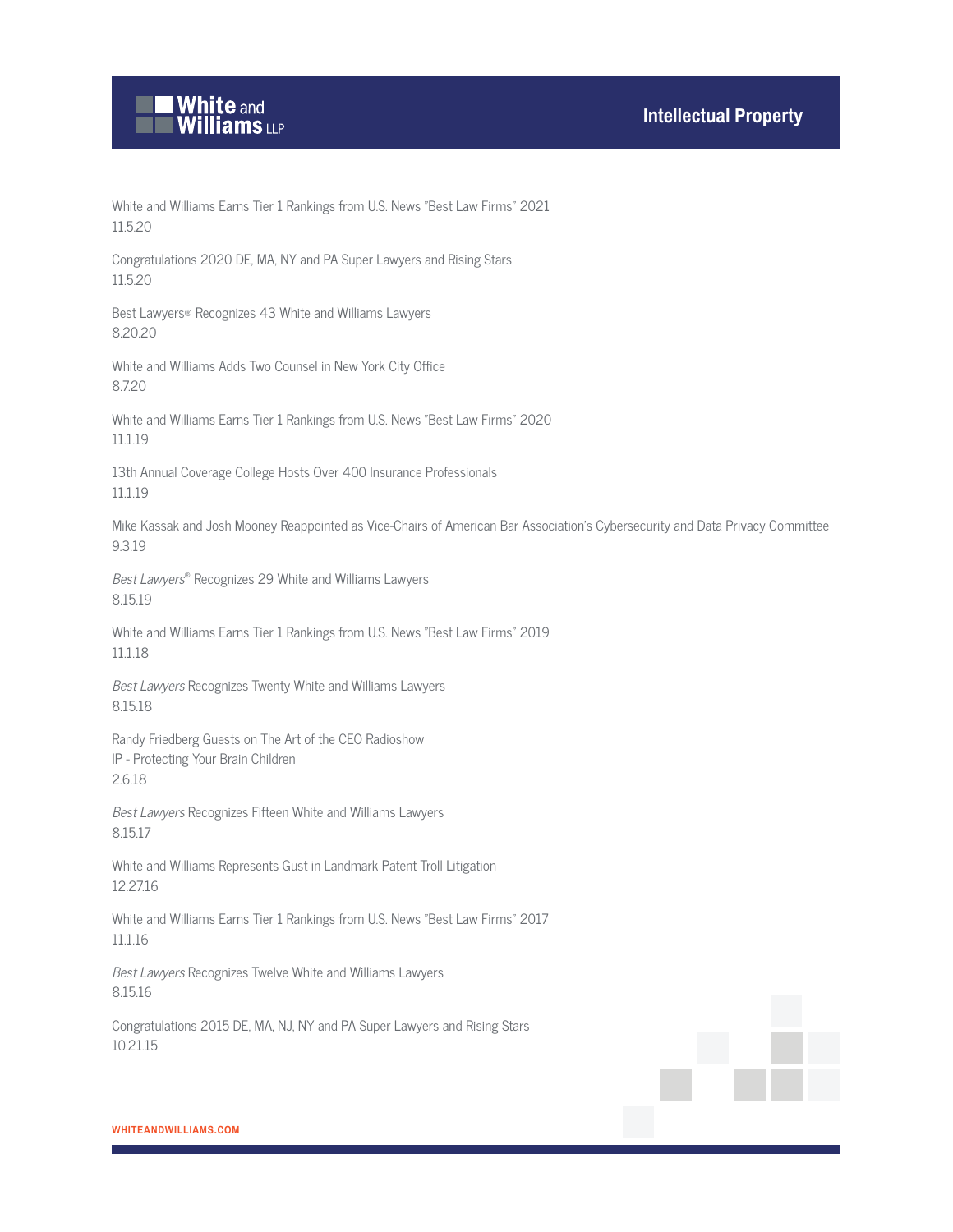White and Williams Earns Tier 1 Rankings from U.S. News "Best Law Firms" 2021
11.5.20

Congratulations 2020 DE, MA, NY and PA Super Lawyers and Rising Stars
11.5.20

Best Lawyers® Recognizes 43 White and Williams Lawyers
8.20.20

White and Williams Adds Two Counsel in New York City Office
8.7.20

White and Williams Earns Tier 1 Rankings from U.S. News "Best Law Firms" 2020
11.1.19

13th Annual Coverage College Hosts Over 400 Insurance Professionals
11.1.19

Mike Kassak and Josh Mooney Reappointed as Vice-Chairs of American Bar Association's Cybersecurity and Data Privacy Committee
9.3.19

*Best Lawyers®* Recognizes 29 White and Williams Lawyers
8.15.19

White and Williams Earns Tier 1 Rankings from U.S. News "Best Law Firms" 2019
11.1.18

*Best Lawyers* Recognizes Twenty White and Williams Lawyers
8.15.18

Randy Friedberg Guests on The Art of the CEO Radioshow
IP - Protecting Your Brain Children
2.6.18

*Best Lawyers* Recognizes Fifteen White and Williams Lawyers
8.15.17

White and Williams Represents Gust in Landmark Patent Troll Litigation
12.27.16

White and Williams Earns Tier 1 Rankings from U.S. News "Best Law Firms" 2017
11.1.16

*Best Lawyers* Recognizes Twelve White and Williams Lawyers
8.15.16

Congratulations 2015 DE, MA, NJ, NY and PA Super Lawyers and Rising Stars
10.21.15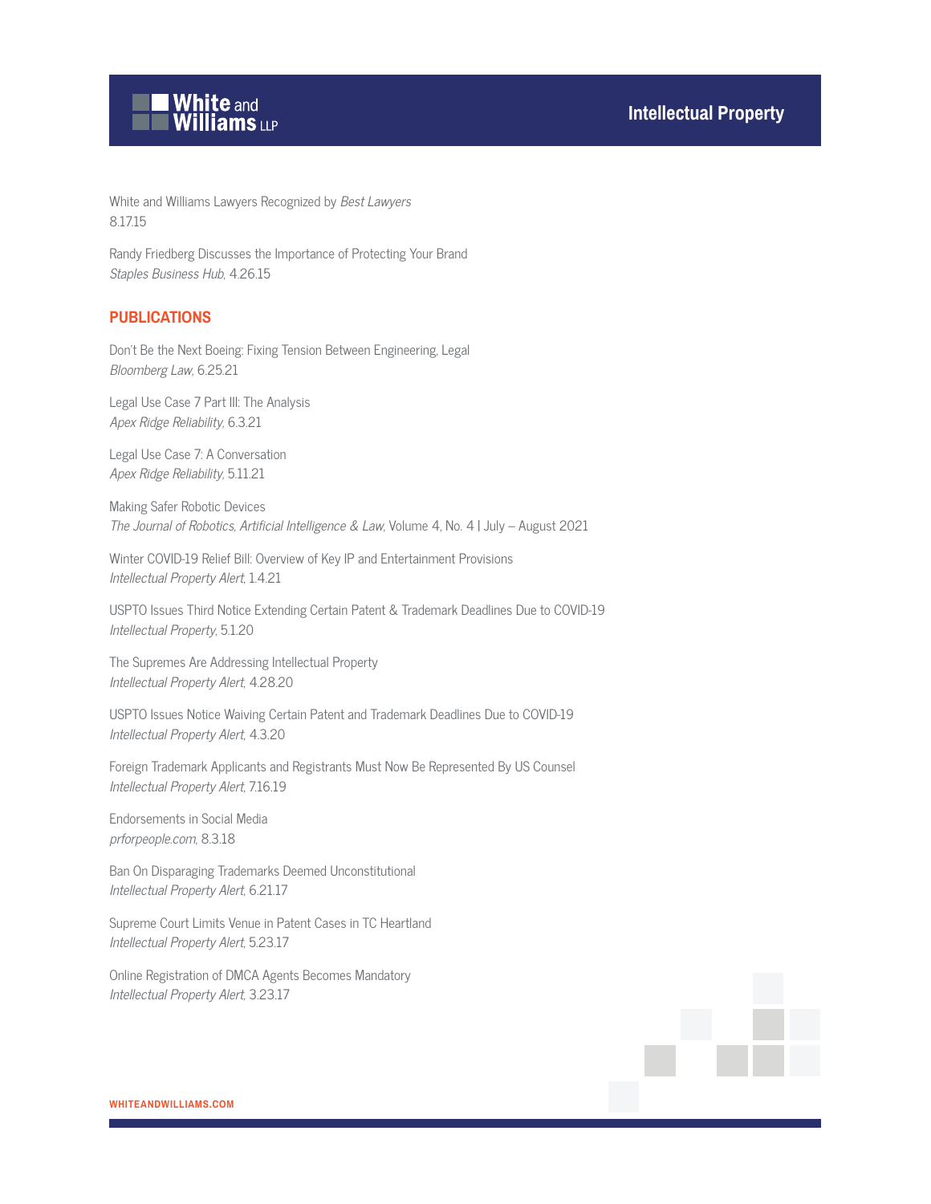White and Williams Lawyers Recognized by *Best Lawyers*
8.17.15

Randy Friedberg Discusses the Importance of Protecting Your Brand
*Staples Business Hub*, 4.26.15

## PUBLICATIONS

Don't Be the Next Boeing: Fixing Tension Between Engineering, Legal
*Bloomberg Law*, 6.25.21

Legal Use Case 7 Part III: The Analysis
*Apex Ridge Reliability*, 6.3.21

Legal Use Case 7: A Conversation
*Apex Ridge Reliability*, 5.11.21

Making Safer Robotic Devices
*The Journal of Robotics, Artificial Intelligence & Law*, Volume 4, No. 4 | July – August 2021

Winter COVID-19 Relief Bill: Overview of Key IP and Entertainment Provisions
*Intellectual Property Alert*, 1.4.21

USPTO Issues Third Notice Extending Certain Patent & Trademark Deadlines Due to COVID-19
*Intellectual Property*, 5.1.20

The Supremes Are Addressing Intellectual Property
*Intellectual Property Alert*, 4.28.20

USPTO Issues Notice Waiving Certain Patent and Trademark Deadlines Due to COVID-19
*Intellectual Property Alert*, 4.3.20

Foreign Trademark Applicants and Registrants Must Now Be Represented By US Counsel
*Intellectual Property Alert*, 7.16.19

Endorsements in Social Media
*prforpeople.com*, 8.3.18

Ban On Disparaging Trademarks Deemed Unconstitutional
*Intellectual Property Alert*, 6.21.17

Supreme Court Limits Venue in Patent Cases in TC Heartland
*Intellectual Property Alert*, 5.23.17

Online Registration of DMCA Agents Becomes Mandatory
*Intellectual Property Alert*, 3.23.17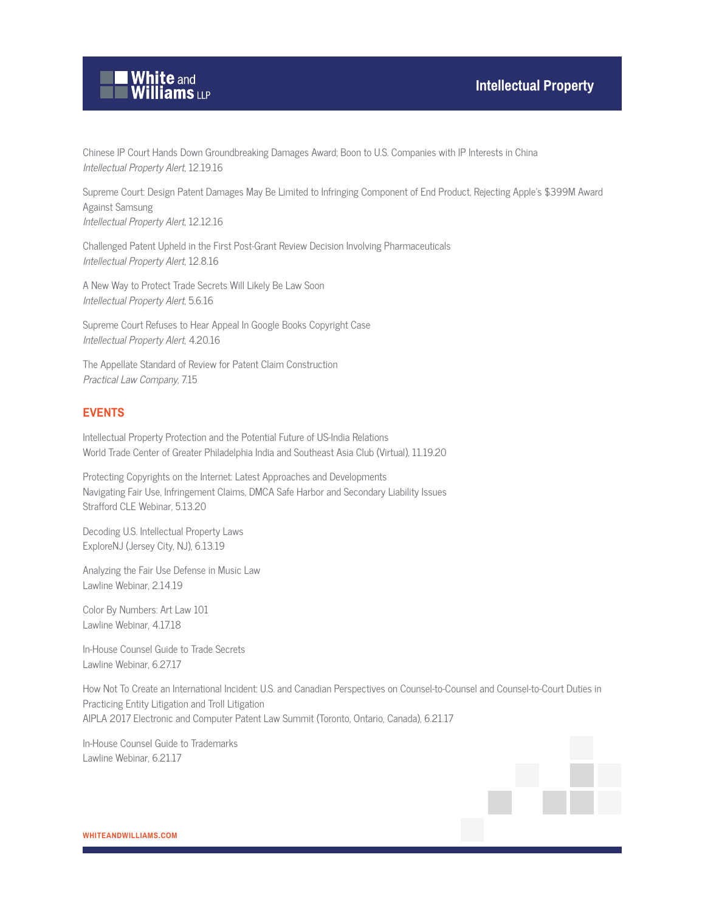Chinese IP Court Hands Down Groundbreaking Damages Award; Boon to U.S. Companies with IP Interests in China
*Intellectual Property Alert*, 12.19.16

Supreme Court: Design Patent Damages May Be Limited to Infringing Component of End Product, Rejecting Apple's $399M Award Against Samsung
*Intellectual Property Alert*, 12.12.16

Challenged Patent Upheld in the First Post-Grant Review Decision Involving Pharmaceuticals
*Intellectual Property Alert*, 12.8.16

A New Way to Protect Trade Secrets Will Likely Be Law Soon
*Intellectual Property Alert*, 5.6.16

Supreme Court Refuses to Hear Appeal In Google Books Copyright Case
*Intellectual Property Alert*, 4.20.16

The Appellate Standard of Review for Patent Claim Construction
*Practical Law Company*, 7.15

## EVENTS

Intellectual Property Protection and the Potential Future of US-India Relations
World Trade Center of Greater Philadelphia India and Southeast Asia Club (Virtual), 11.19.20

Protecting Copyrights on the Internet: Latest Approaches and Developments
Navigating Fair Use, Infringement Claims, DMCA Safe Harbor and Secondary Liability Issues
Strafford CLE Webinar, 5.13.20

Decoding U.S. Intellectual Property Laws
ExploreNJ (Jersey City, NJ), 6.13.19

Analyzing the Fair Use Defense in Music Law
Lawline Webinar, 2.14.19

Color By Numbers: Art Law 101
Lawline Webinar, 4.17.18

In-House Counsel Guide to Trade Secrets
Lawline Webinar, 6.27.17

How Not To Create an International Incident: U.S. and Canadian Perspectives on Counsel-to-Counsel and Counsel-to-Court Duties in Practicing Entity Litigation and Troll Litigation
AIPLA 2017 Electronic and Computer Patent Law Summit (Toronto, Ontario, Canada), 6.21.17

In-House Counsel Guide to Trademarks
Lawline Webinar, 6.21.17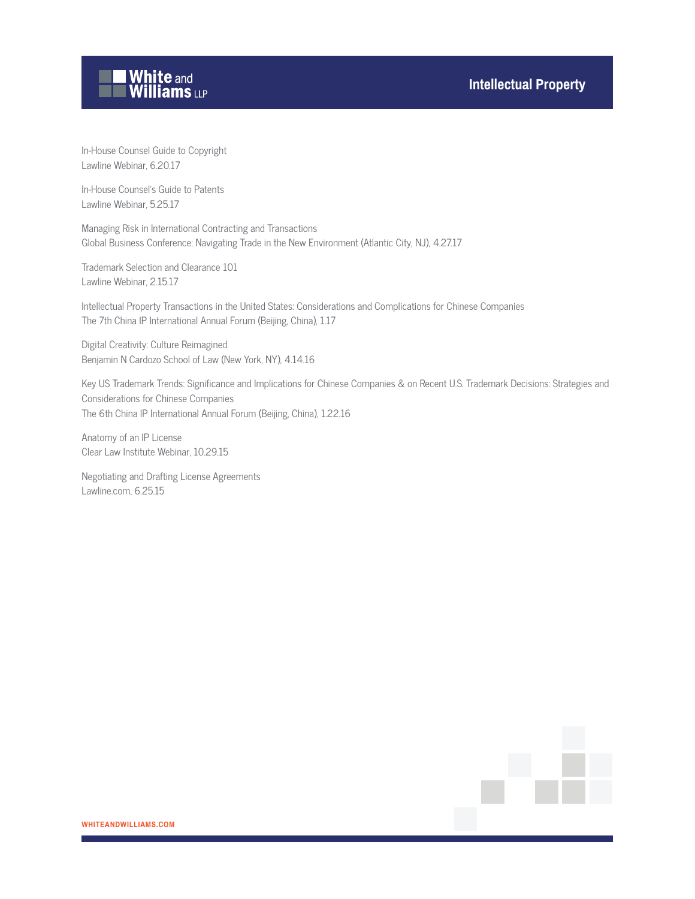In-House Counsel Guide to Copyright
Lawline Webinar, 6.20.17

In-House Counsel's Guide to Patents
Lawline Webinar, 5.25.17

Managing Risk in International Contracting and Transactions
Global Business Conference: Navigating Trade in the New Environment (Atlantic City, NJ), 4.27.17

Trademark Selection and Clearance 101
Lawline Webinar, 2.15.17

Intellectual Property Transactions in the United States: Considerations and Complications for Chinese Companies
The 7th China IP International Annual Forum (Beijing, China), 1.17

Digital Creativity: Culture Reimagined
Benjamin N Cardozo School of Law (New York, NY), 4.14.16

Key US Trademark Trends: Significance and Implications for Chinese Companies & on Recent U.S. Trademark Decisions: Strategies and Considerations for Chinese Companies
The 6th China IP International Annual Forum (Beijing, China), 1.22.16

Anatomy of an IP License
Clear Law Institute Webinar, 10.29.15

Negotiating and Drafting License Agreements
Lawline.com, 6.25.15